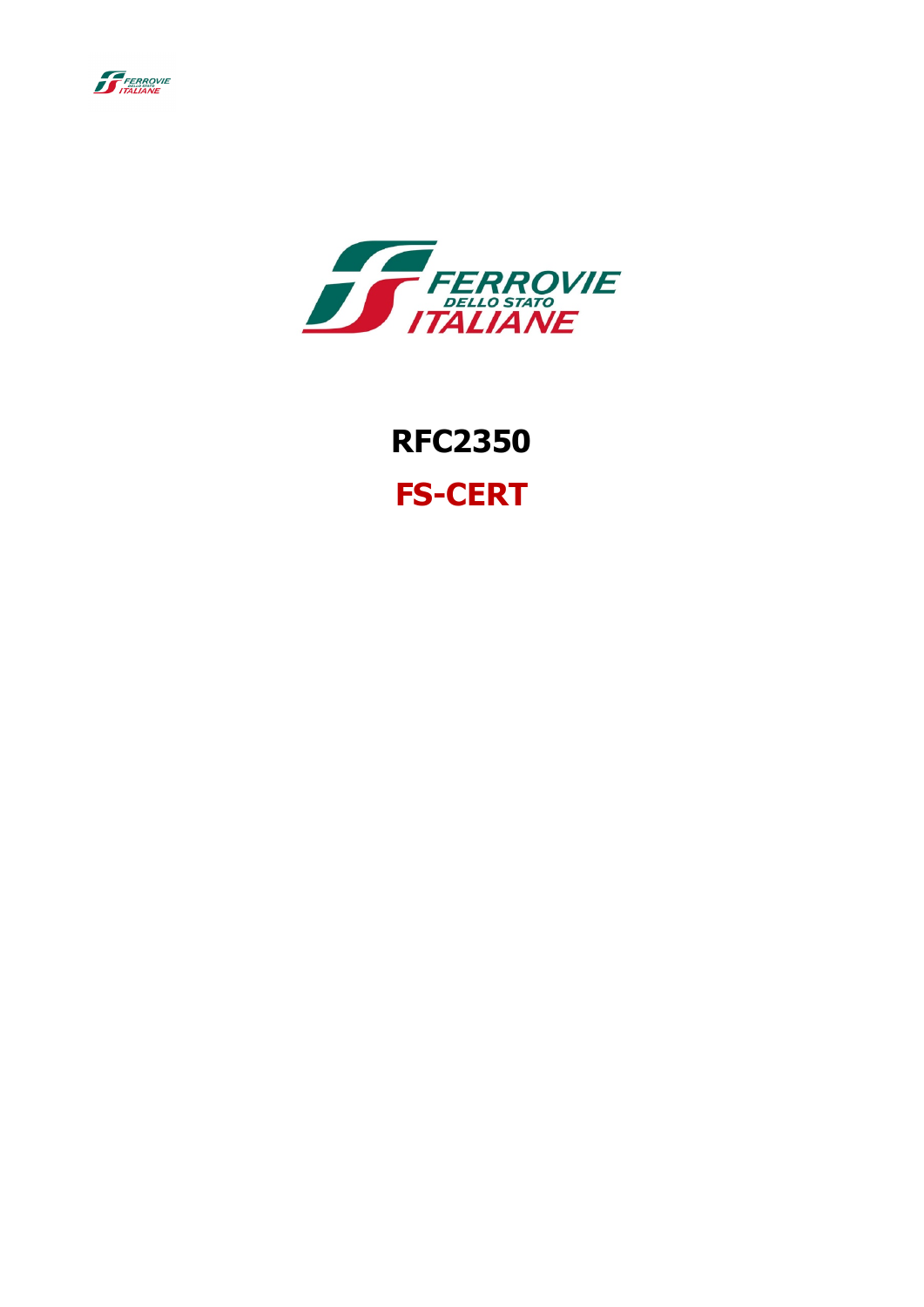# RFC2350

# FS-CERT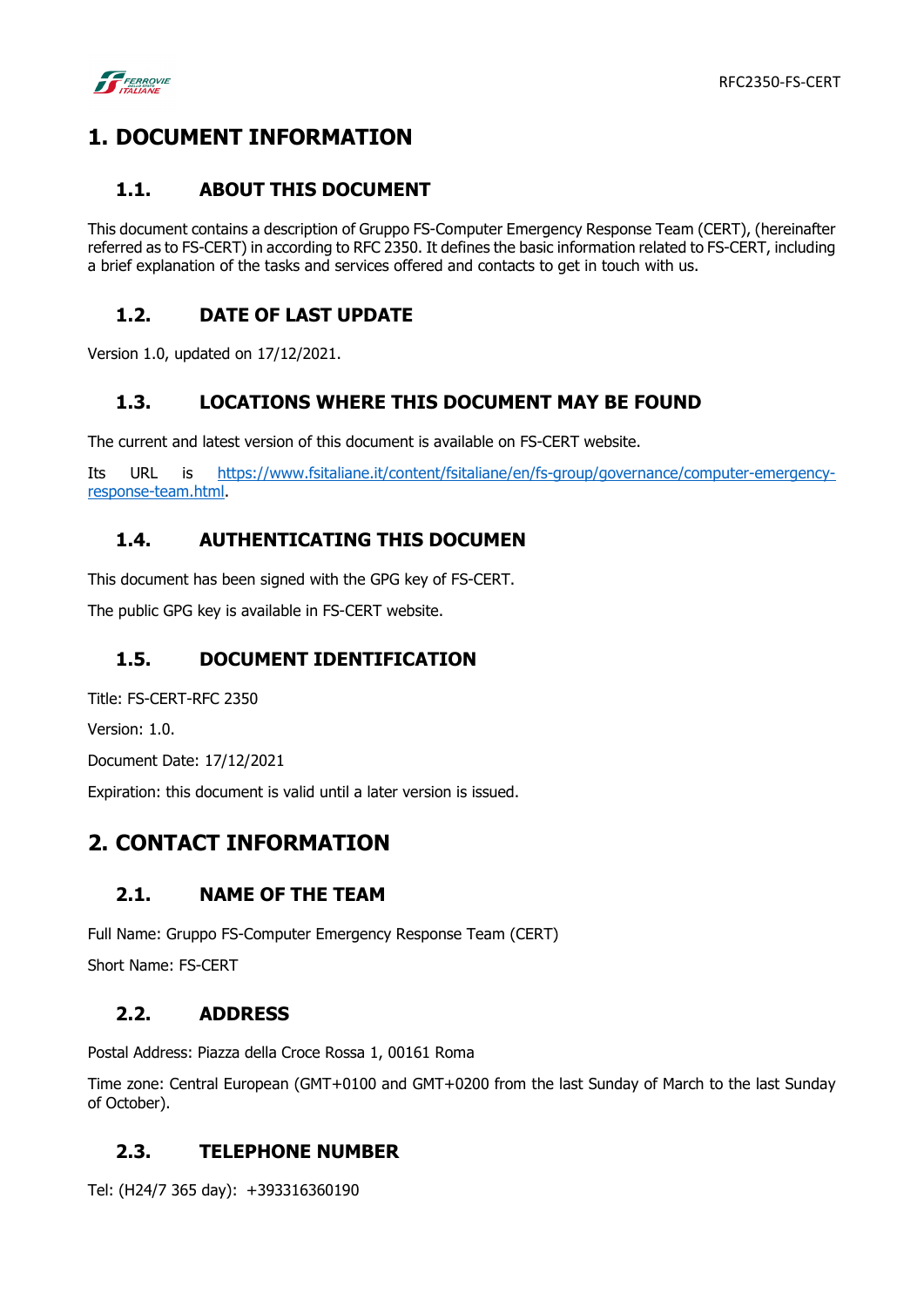# 1. DOCUMENT INFORMATION

## 1.1. ABOUT THIS DOCUMENT

This document contains a description of Gruppo FS-Computer Emergency Response Team (CERT), (hereinafter referred as to FS-CERT) in according to RFC 2350. It defines the basic information related to FS-CERT, including a brief explanation of the tasks and services offered and contacts to get in touch with us.

## 1.2. DATE OF LAST UPDATE

Version 1.0, updated on 17/12/2021.

## 1.3. LOCATIONS WHERE THIS DOCUMENT MAY BE FOUND

The current and latest version of this document is available on FS-CERT website.

Its URL is https://www.fsitaliane.it/content/fsitaliane/en/fs-group/governance/computer-emergency-response-team.html.

## 1.4. AUTHENTICATING THIS DOCUMEN

This document has been signed with the GPG key of FS-CERT.

The public GPG key is available in FS-CERT website.

## 1.5. DOCUMENT IDENTIFICATION

Title: FS-CERT-RFC 2350

Version: 1.0.

Document Date: 17/12/2021

Expiration: this document is valid until a later version is issued.

# 2. CONTACT INFORMATION

## 2.1. NAME OF THE TEAM

Full Name: Gruppo FS-Computer Emergency Response Team (CERT)

Short Name: FS-CERT

## 2.2. ADDRESS

Postal Address: Piazza della Croce Rossa 1, 00161 Roma

Time zone: Central European (GMT+0100 and GMT+0200 from the last Sunday of March to the last Sunday of October).

## 2.3. TELEPHONE NUMBER

Tel: (H24/7 365 day): +393316360190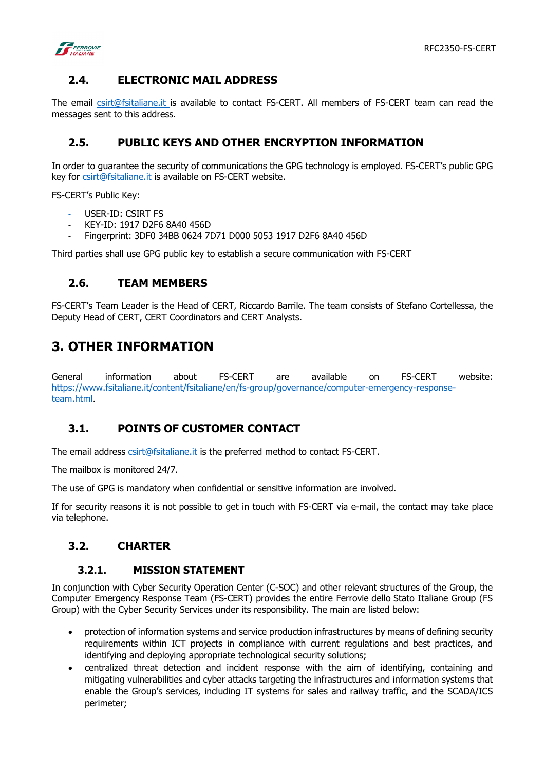## 2.4. ELECTRONIC MAIL ADDRESS

The email csirt@fsitaliane.it is available to contact FS-CERT. All members of FS-CERT team can read the messages sent to this address.

## 2.5. PUBLIC KEYS AND OTHER ENCRYPTION INFORMATION

In order to guarantee the security of communications the GPG technology is employed. FS-CERT's public GPG key for csirt@fsitaliane.it is available on FS-CERT website.

FS-CERT's Public Key:

- USER-ID: CSIRT FS
- KEY-ID: 1917 D2F6 8A40 456D
- Fingerprint: 3DF0 34BB 0624 7D71 D000 5053 1917 D2F6 8A40 456D

Third parties shall use GPG public key to establish a secure communication with FS-CERT

## 2.6. TEAM MEMBERS

FS-CERT's Team Leader is the Head of CERT, Riccardo Barrile. The team consists of Stefano Cortellessa, the Deputy Head of CERT, CERT Coordinators and CERT Analysts.

# 3. OTHER INFORMATION

General information about FS-CERT are available on FS-CERT website: https://www.fsitaliane.it/content/fsitaliane/en/fs-group/governance/computer-emergency-response-team.html.

## 3.1. POINTS OF CUSTOMER CONTACT

The email address csirt@fsitaliane.it is the preferred method to contact FS-CERT.

The mailbox is monitored 24/7.

The use of GPG is mandatory when confidential or sensitive information are involved.

If for security reasons it is not possible to get in touch with FS-CERT via e-mail, the contact may take place via telephone.

## 3.2. CHARTER

### 3.2.1. MISSION STATEMENT

In conjunction with Cyber Security Operation Center (C-SOC) and other relevant structures of the Group, the Computer Emergency Response Team (FS-CERT) provides the entire Ferrovie dello Stato Italiane Group (FS Group) with the Cyber Security Services under its responsibility. The main are listed below:

- protection of information systems and service production infrastructures by means of defining security requirements within ICT projects in compliance with current regulations and best practices, and identifying and deploying appropriate technological security solutions;
- centralized threat detection and incident response with the aim of identifying, containing and mitigating vulnerabilities and cyber attacks targeting the infrastructures and information systems that enable the Group's services, including IT systems for sales and railway traffic, and the SCADA/ICS perimeter;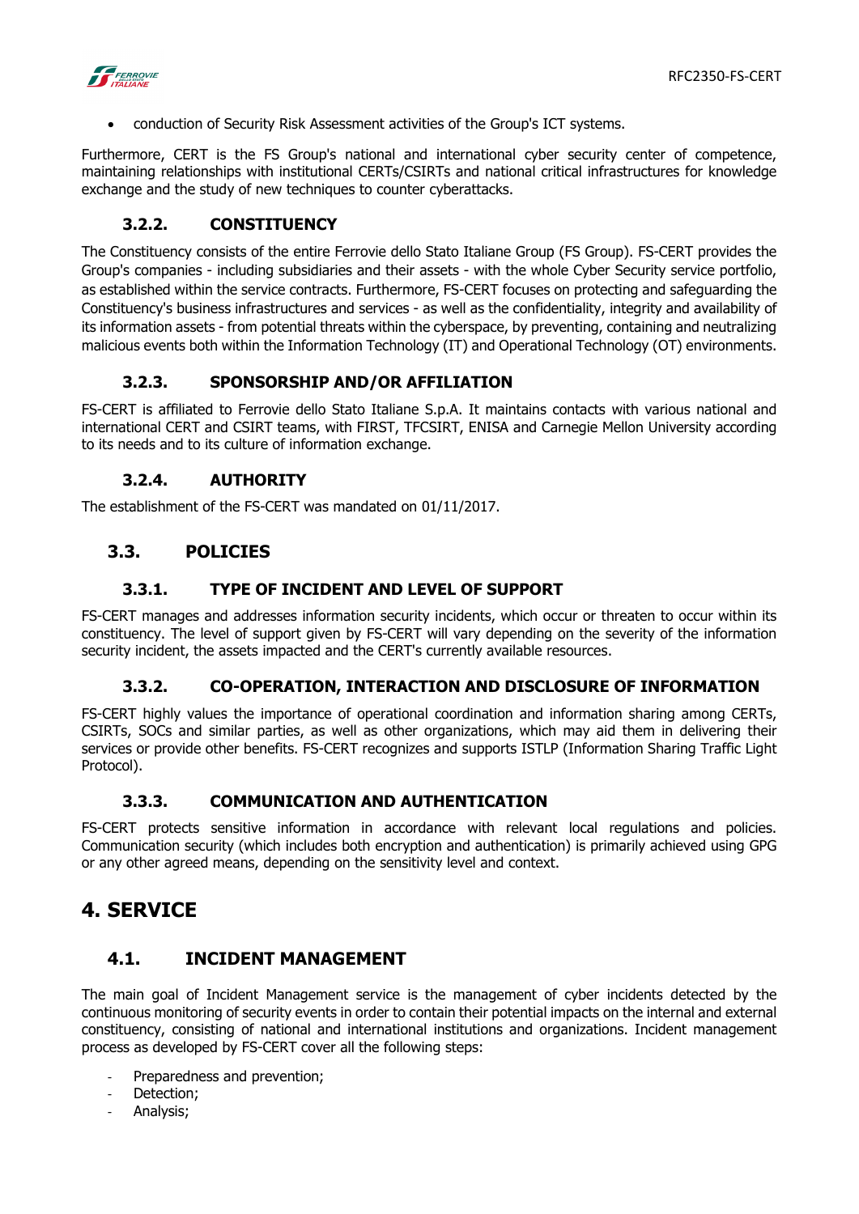- conduction of Security Risk Assessment activities of the Group's ICT systems.

Furthermore, CERT is the FS Group's national and international cyber security center of competence, maintaining relationships with institutional CERTs/CSIRTs and national critical infrastructures for knowledge exchange and the study of new techniques to counter cyberattacks.

### 3.2.2. CONSTITUENCY

The Constituency consists of the entire Ferrovie dello Stato Italiane Group (FS Group). FS-CERT provides the Group's companies - including subsidiaries and their assets - with the whole Cyber Security service portfolio, as established within the service contracts. Furthermore, FS-CERT focuses on protecting and safeguarding the Constituency's business infrastructures and services - as well as the confidentiality, integrity and availability of its information assets - from potential threats within the cyberspace, by preventing, containing and neutralizing malicious events both within the Information Technology (IT) and Operational Technology (OT) environments.

### 3.2.3. SPONSORSHIP AND/OR AFFILIATION

FS-CERT is affiliated to Ferrovie dello Stato Italiane S.p.A. It maintains contacts with various national and international CERT and CSIRT teams, with FIRST, TFCSIRT, ENISA and Carnegie Mellon University according to its needs and to its culture of information exchange.

### 3.2.4. AUTHORITY

The establishment of the FS-CERT was mandated on 01/11/2017.

## 3.3. POLICIES

### 3.3.1. TYPE OF INCIDENT AND LEVEL OF SUPPORT

FS-CERT manages and addresses information security incidents, which occur or threaten to occur within its constituency. The level of support given by FS-CERT will vary depending on the severity of the information security incident, the assets impacted and the CERT's currently available resources.

### 3.3.2. CO-OPERATION, INTERACTION AND DISCLOSURE OF INFORMATION

FS-CERT highly values the importance of operational coordination and information sharing among CERTs, CSIRTs, SOCs and similar parties, as well as other organizations, which may aid them in delivering their services or provide other benefits. FS-CERT recognizes and supports ISTLP (Information Sharing Traffic Light Protocol).

### 3.3.3. COMMUNICATION AND AUTHENTICATION

FS-CERT protects sensitive information in accordance with relevant local regulations and policies. Communication security (which includes both encryption and authentication) is primarily achieved using GPG or any other agreed means, depending on the sensitivity level and context.

# 4. SERVICE

## 4.1. INCIDENT MANAGEMENT

The main goal of Incident Management service is the management of cyber incidents detected by the continuous monitoring of security events in order to contain their potential impacts on the internal and external constituency, consisting of national and international institutions and organizations. Incident management process as developed by FS-CERT cover all the following steps:

- Preparedness and prevention;
- Detection;
- Analysis;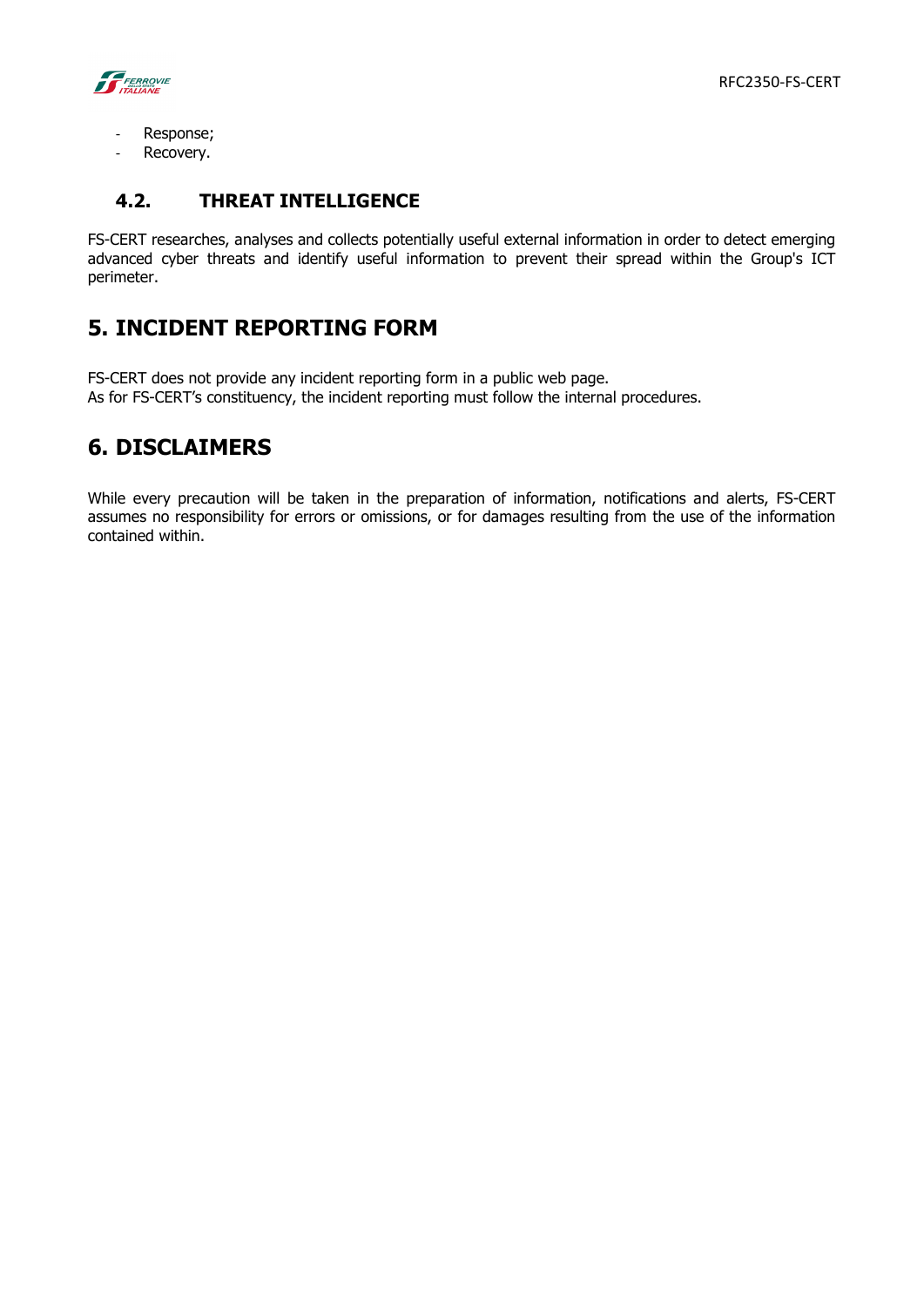- Response;
- Recovery.

### 4.2. THREAT INTELLIGENCE

FS-CERT researches, analyses and collects potentially useful external information in order to detect emerging advanced cyber threats and identify useful information to prevent their spread within the Group's ICT perimeter.

## 5. INCIDENT REPORTING FORM

FS-CERT does not provide any incident reporting form in a public web page.
As for FS-CERT's constituency, the incident reporting must follow the internal procedures.

## 6. DISCLAIMERS

While every precaution will be taken in the preparation of information, notifications and alerts, FS-CERT assumes no responsibility for errors or omissions, or for damages resulting from the use of the information contained within.